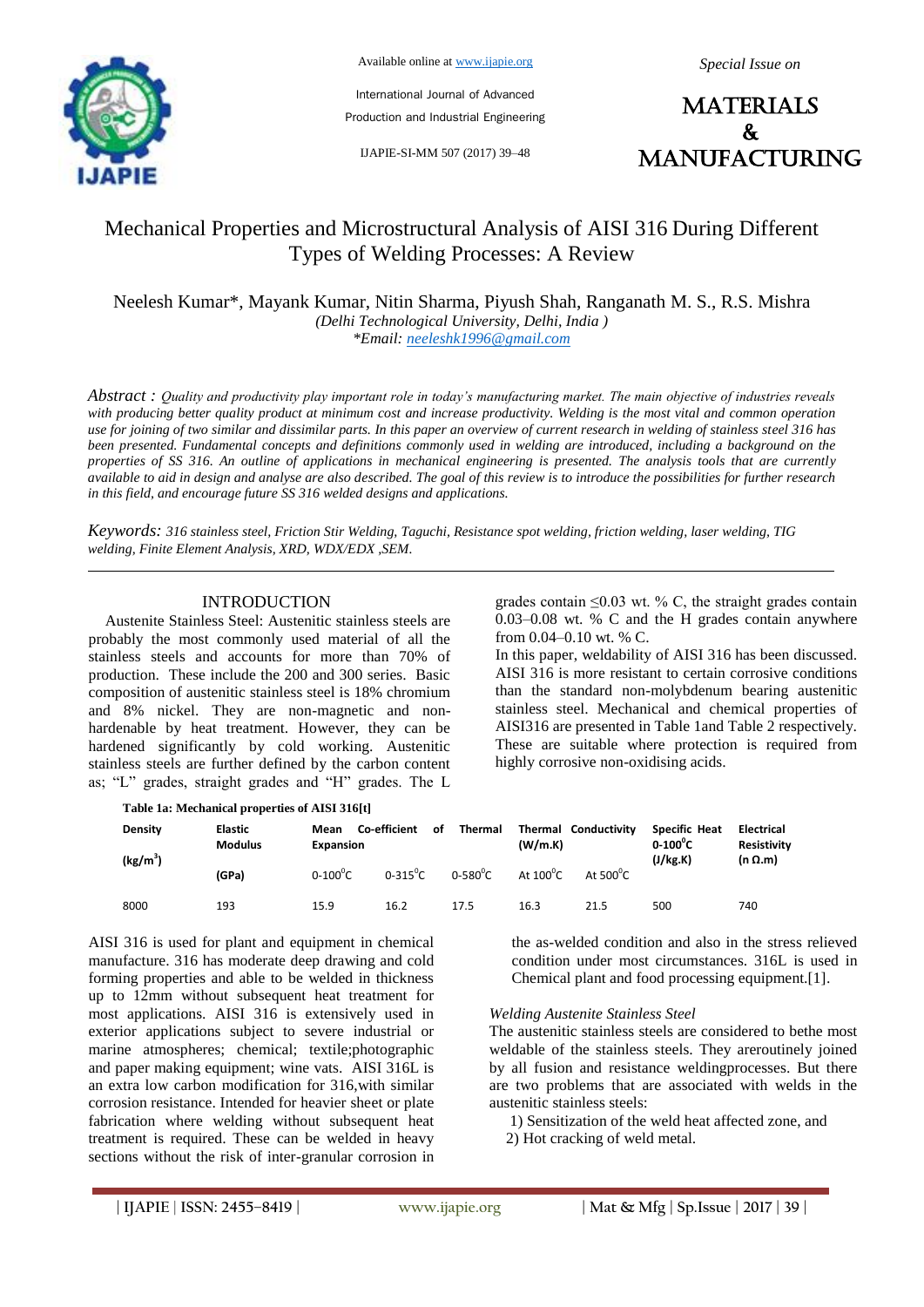# Mechanical Properties and Microstructural Analysis of AISI 316 During Different Types of Welding Processes: A Review

Neelesh Kumar*, Mayank Kumar, Nitin Sharma, Piyush Shah, Ranganath M. S., R.S. Mishra

*(Delhi Technological University, Delhi, India )*

**Email: neeleshk1996@gmail.com*

*Abstract : Quality and productivity play important role in today's manufacturing market. The main objective of industries reveals with producing better quality product at minimum cost and increase productivity. Welding is the most vital and common operation use for joining of two similar and dissimilar parts. In this paper an overview of current research in welding of stainless steel 316 has been presented. Fundamental concepts and definitions commonly used in welding are introduced, including a background on the properties of SS 316. An outline of applications in mechanical engineering is presented. The analysis tools that are currently available to aid in design and analyse are also described. The goal of this review is to introduce the possibilities for further research in this field, and encourage future SS 316 welded designs and applications.*

*Keywords: 316 stainless steel, Friction Stir Welding, Taguchi, Resistance spot welding, friction welding, laser welding, TIG welding, Finite Element Analysis, XRD, WDX/EDX ,SEM.*

## INTRODUCTION

Austenite Stainless Steel: Austenitic stainless steels are probably the most commonly used material of all the stainless steels and accounts for more than 70% of production. These include the 200 and 300 series. Basic composition of austenitic stainless steel is 18% chromium and 8% nickel. They are non-magnetic and non-hardenable by heat treatment. However, they can be hardened significantly by cold working. Austenitic stainless steels are further defined by the carbon content as; "L" grades, straight grades and "H" grades. The L grades contain ≤0.03 wt. % C, the straight grades contain 0.03–0.08 wt. % C and the H grades contain anywhere from 0.04–0.10 wt. % C.

In this paper, weldability of AISI 316 has been discussed. AISI 316 is more resistant to certain corrosive conditions than the standard non-molybdenum bearing austenitic stainless steel. Mechanical and chemical properties of AISI316 are presented in Table 1and Table 2 respectively. These are suitable where protection is required from highly corrosive non-oxidising acids.

**Table 1a: Mechanical properties of AISI 316[t]**

| Density ($kg/m^3$) | Elastic Modulus (GPa) | Mean Co-efficient of Thermal Expansion | | | Thermal Conductivity (W/m.K) | | Specific Heat $0\text{-}100^0C$ (J/kg.K) | Electrical Resistivity (n Ω.m) |
|---|---|---|---|---|---|---|---|---|
| | | $0\text{-}100^0C$ | $0\text{-}315^0C$ | $0\text{-}580^0C$ | At $100^0C$ | At $500^0C$ | | |
| 8000 | 193 | 15.9 | 16.2 | 17.5 | 16.3 | 21.5 | 500 | 740 |

AISI 316 is used for plant and equipment in chemical manufacture. 316 has moderate deep drawing and cold forming properties and able to be welded in thickness up to 12mm without subsequent heat treatment for most applications. AISI 316 is extensively used in exterior applications subject to severe industrial or marine atmospheres; chemical; textile;photographic and paper making equipment; wine vats. AISI 316L is an extra low carbon modification for 316,with similar corrosion resistance. Intended for heavier sheet or plate fabrication where welding without subsequent heat treatment is required. These can be welded in heavy sections without the risk of inter-granular corrosion in the as-welded condition and also in the stress relieved condition under most circumstances. 316L is used in Chemical plant and food processing equipment.[1].

*Welding Austenite Stainless Steel*

The austenitic stainless steels are considered to bethe most weldable of the stainless steels. They areroutinely joined by all fusion and resistance weldingprocesses. But there are two problems that are associated with welds in the austenitic stainless steels:

1) Sensitization of the weld heat affected zone, and
2) Hot cracking of weld metal.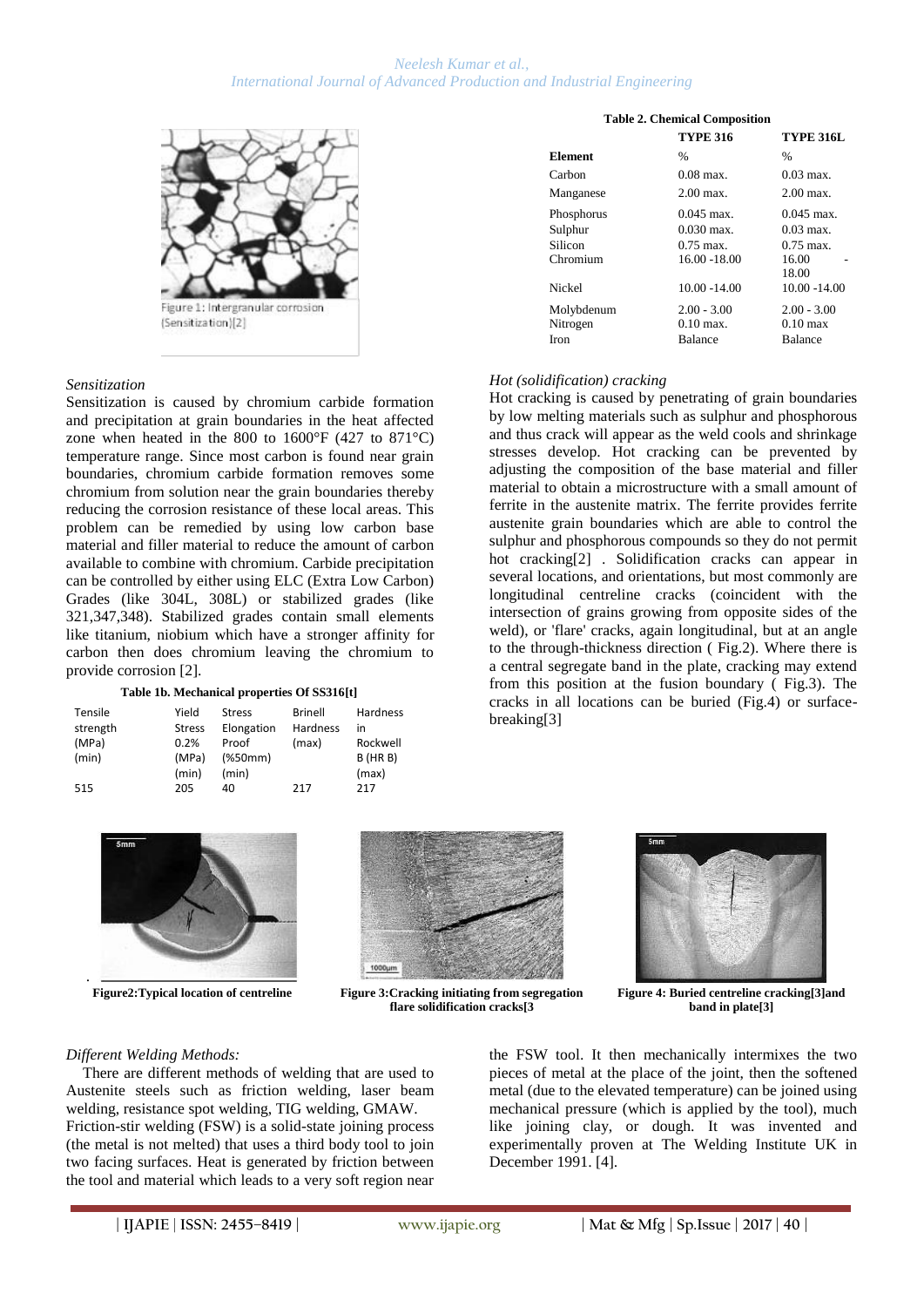Figure 1: Intergranular corrosion (Sensitization)[2]

*Sensitization*

Sensitization is caused by chromium carbide formation and precipitation at grain boundaries in the heat affected zone when heated in the 800 to 1600°F (427 to 871°C) temperature range. Since most carbon is found near grain boundaries, chromium carbide formation removes some chromium from solution near the grain boundaries thereby reducing the corrosion resistance of these local areas. This problem can be remedied by using low carbon base material and filler material to reduce the amount of carbon available to combine with chromium. Carbide precipitation can be controlled by either using ELC (Extra Low Carbon) Grades (like 304L, 308L) or stabilized grades (like 321,347,348). Stabilized grades contain small elements like titanium, niobium which have a stronger affinity for carbon then does chromium leaving the chromium to provide corrosion [2].

**Table 1b. Mechanical properties Of SS316[t]**

| Tensile strength (MPa) (min) | Yield Stress 0.2% (MPa) (min) | Stress Elongation Proof (%50mm) (min) | Brinell Hardness (max) | Hardness in Rockwell B (HR B) (max) |
|---|---|---|---|---|
| 515 | 205 | 40 | 217 | 217 |

**Table 2. Chemical Composition**

| Element | TYPE 316 | TYPE 316L |
|---|---|---|
| | % | % |
| Carbon | 0.08 max. | 0.03 max. |
| Manganese | 2.00 max. | 2.00 max. |
| Phosphorus | 0.045 max. | 0.045 max. |
| Sulphur | 0.030 max. | 0.03 max. |
| Silicon | 0.75 max. | 0.75 max. |
| Chromium | 16.00 -18.00 | 16.00 - 18.00 |
| Nickel | 10.00 -14.00 | 10.00 -14.00 |
| Molybdenum | 2.00 - 3.00 | 2.00 - 3.00 |
| Nitrogen | 0.10 max. | 0.10 max |
| Iron | Balance | Balance |

*Hot (solidification) cracking*

Hot cracking is caused by penetrating of grain boundaries by low melting materials such as sulphur and phosphorous and thus crack will appear as the weld cools and shrinkage stresses develop. Hot cracking can be prevented by adjusting the composition of the base material and filler material to obtain a microstructure with a small amount of ferrite in the austenite matrix. The ferrite provides ferrite austenite grain boundaries which are able to control the sulphur and phosphorous compounds so they do not permit hot cracking[2] . Solidification cracks can appear in several locations, and orientations, but most commonly are longitudinal centreline cracks (coincident with the intersection of grains growing from opposite sides of the weld), or 'flare' cracks, again longitudinal, but at an angle to the through-thickness direction ( Fig.2). Where there is a central segregate band in the plate, cracking may extend from this position at the fusion boundary ( Fig.3). The cracks in all locations can be buried (Fig.4) or surface-breaking[3]

**Figure2:Typical location of centreline**

**Figure 3:Cracking initiating from segregation flare solidification cracks[3**

**Figure 4: Buried centreline cracking[3]and band in plate[3]**

*Different Welding Methods:*

There are different methods of welding that are used to Austenite steels such as friction welding, laser beam welding, resistance spot welding, TIG welding, GMAW.

Friction-stir welding (FSW) is a solid-state joining process (the metal is not melted) that uses a third body tool to join two facing surfaces. Heat is generated by friction between the tool and material which leads to a very soft region near the FSW tool. It then mechanically intermixes the two pieces of metal at the place of the joint, then the softened metal (due to the elevated temperature) can be joined using mechanical pressure (which is applied by the tool), much like joining clay, or dough. It was invented and experimentally proven at The Welding Institute UK in December 1991. [4].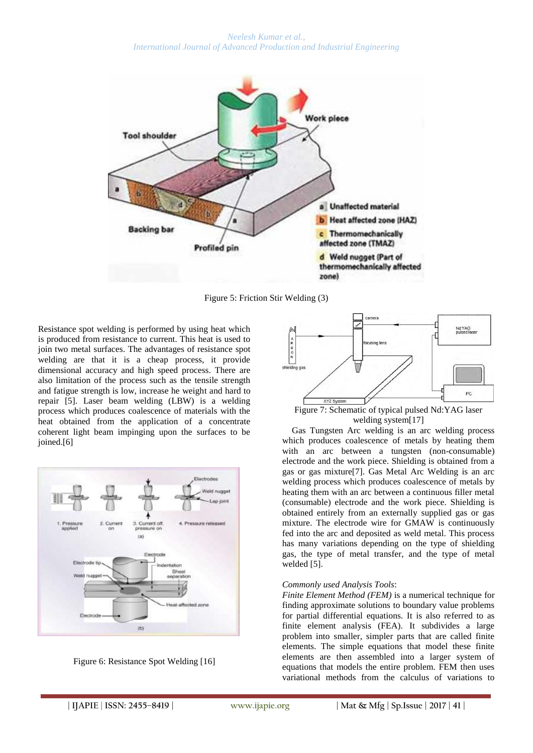Figure 5: Friction Stir Welding (3)

Resistance spot welding is performed by using heat which is produced from resistance to current. This heat is used to join two metal surfaces. The advantages of resistance spot welding are that it is a cheap process, it provide dimensional accuracy and high speed process. There are also limitation of the process such as the tensile strength and fatigue strength is low, increase he weight and hard to repair [5]. Laser beam welding (LBW) is a welding process which produces coalescence of materials with the heat obtained from the application of a concentrate coherent light beam impinging upon the surfaces to be joined.[6]

Figure 6: Resistance Spot Welding [16]

Figure 7: Schematic of typical pulsed Nd:YAG laser welding system[17]

Gas Tungsten Arc welding is an arc welding process which produces coalescence of metals by heating them with an arc between a tungsten (non-consumable) electrode and the work piece. Shielding is obtained from a gas or gas mixture[7]. Gas Metal Arc Welding is an arc welding process which produces coalescence of metals by heating them with an arc between a continuous filler metal (consumable) electrode and the work piece. Shielding is obtained entirely from an externally supplied gas or gas mixture. The electrode wire for GMAW is continuously fed into the arc and deposited as weld metal. This process has many variations depending on the type of shielding gas, the type of metal transfer, and the type of metal welded [5].

*Commonly used Analysis Tools*:

*Finite Element Method (FEM)* is a numerical technique for finding approximate solutions to boundary value problems for partial differential equations. It is also referred to as finite element analysis (FEA). It subdivides a large problem into smaller, simpler parts that are called finite elements. The simple equations that model these finite elements are then assembled into a larger system of equations that models the entire problem. FEM then uses variational methods from the calculus of variations to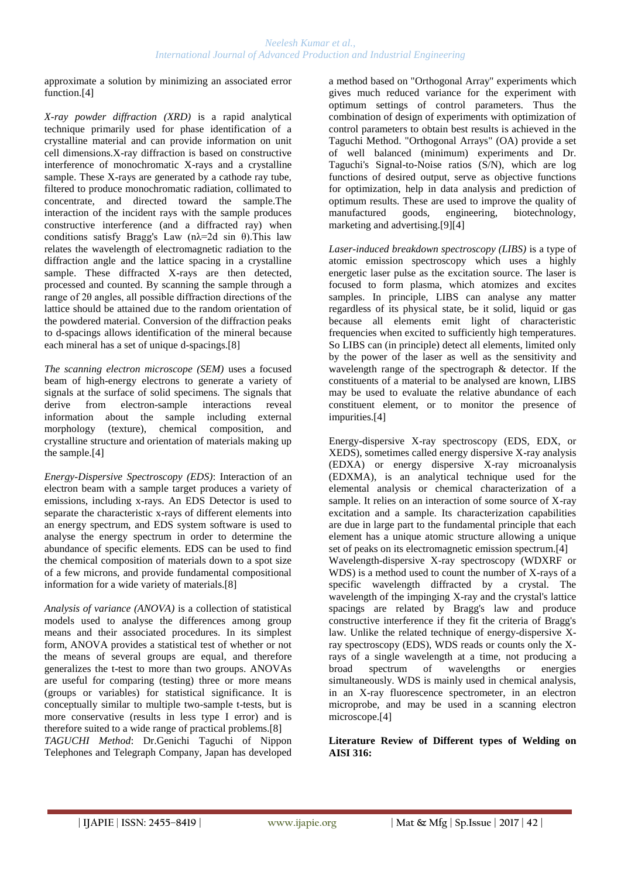approximate a solution by minimizing an associated error function.[4]

*X-ray powder diffraction (XRD)* is a rapid analytical technique primarily used for phase identification of a crystalline material and can provide information on unit cell dimensions.X-ray diffraction is based on constructive interference of monochromatic X-rays and a crystalline sample. These X-rays are generated by a cathode ray tube, filtered to produce monochromatic radiation, collimated to concentrate, and directed toward the sample.The interaction of the incident rays with the sample produces constructive interference (and a diffracted ray) when conditions satisfy Bragg's Law ($n\lambda=2d \sin \theta$).This law relates the wavelength of electromagnetic radiation to the diffraction angle and the lattice spacing in a crystalline sample. These diffracted X-rays are then detected, processed and counted. By scanning the sample through a range of $2\theta$ angles, all possible diffraction directions of the lattice should be attained due to the random orientation of the powdered material. Conversion of the diffraction peaks to d-spacings allows identification of the mineral because each mineral has a set of unique d-spacings.[8]

*The scanning electron microscope (SEM)* uses a focused beam of high-energy electrons to generate a variety of signals at the surface of solid specimens. The signals that derive from electron-sample interactions reveal information about the sample including external morphology (texture), chemical composition, and crystalline structure and orientation of materials making up the sample.[4]

*Energy-Dispersive Spectroscopy (EDS)*: Interaction of an electron beam with a sample target produces a variety of emissions, including x-rays. An EDS Detector is used to separate the characteristic x-rays of different elements into an energy spectrum, and EDS system software is used to analyse the energy spectrum in order to determine the abundance of specific elements. EDS can be used to find the chemical composition of materials down to a spot size of a few microns, and provide fundamental compositional information for a wide variety of materials.[8]

*Analysis of variance (ANOVA)* is a collection of statistical models used to analyse the differences among group means and their associated procedures. In its simplest form, ANOVA provides a statistical test of whether or not the means of several groups are equal, and therefore generalizes the t-test to more than two groups. ANOVAs are useful for comparing (testing) three or more means (groups or variables) for statistical significance. It is conceptually similar to multiple two-sample t-tests, but is more conservative (results in less type I error) and is therefore suited to a wide range of practical problems.[8]

*TAGUCHI Method*: Dr.Genichi Taguchi of Nippon Telephones and Telegraph Company, Japan has developed a method based on "Orthogonal Array" experiments which gives much reduced variance for the experiment with optimum settings of control parameters. Thus the combination of design of experiments with optimization of control parameters to obtain best results is achieved in the Taguchi Method. "Orthogonal Arrays" (OA) provide a set of well balanced (minimum) experiments and Dr. Taguchi's Signal-to-Noise ratios (S/N), which are log functions of desired output, serve as objective functions for optimization, help in data analysis and prediction of optimum results. These are used to improve the quality of manufactured goods, engineering, biotechnology, marketing and advertising.[9][4]

*Laser-induced breakdown spectroscopy (LIBS)* is a type of atomic emission spectroscopy which uses a highly energetic laser pulse as the excitation source. The laser is focused to form plasma, which atomizes and excites samples. In principle, LIBS can analyse any matter regardless of its physical state, be it solid, liquid or gas because all elements emit light of characteristic frequencies when excited to sufficiently high temperatures. So LIBS can (in principle) detect all elements, limited only by the power of the laser as well as the sensitivity and wavelength range of the spectrograph & detector. If the constituents of a material to be analysed are known, LIBS may be used to evaluate the relative abundance of each constituent element, or to monitor the presence of impurities.[4]

Energy-dispersive X-ray spectroscopy (EDS, EDX, or XEDS), sometimes called energy dispersive X-ray analysis (EDXA) or energy dispersive X-ray microanalysis (EDXMA), is an analytical technique used for the elemental analysis or chemical characterization of a sample. It relies on an interaction of some source of X-ray excitation and a sample. Its characterization capabilities are due in large part to the fundamental principle that each element has a unique atomic structure allowing a unique set of peaks on its electromagnetic emission spectrum.[4]
Wavelength-dispersive X-ray spectroscopy (WDXRF or WDS) is a method used to count the number of X-rays of a specific wavelength diffracted by a crystal. The wavelength of the impinging X-ray and the crystal's lattice spacings are related by Bragg's law and produce constructive interference if they fit the criteria of Bragg's law. Unlike the related technique of energy-dispersive X-ray spectroscopy (EDS), WDS reads or counts only the X-rays of a single wavelength at a time, not producing a broad spectrum of wavelengths or energies simultaneously. WDS is mainly used in chemical analysis, in an X-ray fluorescence spectrometer, in an electron microprobe, and may be used in a scanning electron microscope.[4]

**Literature Review of Different types of Welding on AISI 316:**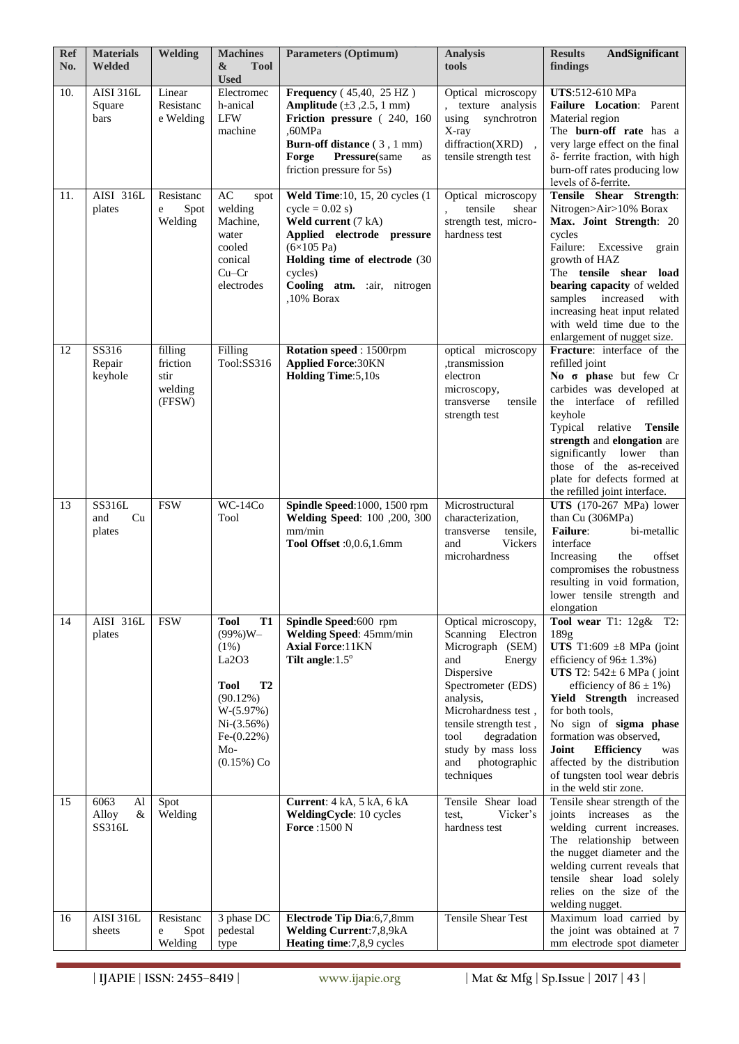| Ref No. | Materials Welded | Welding | Machines & Tool Used | Parameters (Optimum) | Analysis tools | Results AndSignificant findings |
|---|---|---|---|---|---|---|
| 10. | AISI 316L Square bars | Linear Resistance Welding | Electromechanical LFW machine | **Frequency** ( 45,40, 25 HZ ) **Amplitude** (±3 ,2.5, 1 mm) **Friction pressure** ( 240, 160 ,60MPa **Burn-off distance** ( 3 , 1 mm) **Forge Pressure**(same as friction pressure for 5s) | Optical microscopy , texture analysis using synchrotron X-ray diffraction(XRD) , tensile strength test | **UTS**:512-610 MPa **Failure Location**: Parent Material region The **burn-off rate** has a very large effect on the final δ- ferrite fraction, with high burn-off rates producing low levels of δ-ferrite. |
| 11. | AISI 316L plates | Resistance Spot Welding | AC spot welding Machine, water cooled conical Cu–Cr electrodes | **Weld Time**:10, 15, 20 cycles (1 cycle = 0.02 s) **Weld current** (7 kA) **Applied electrode pressure** ($6×10^5$ Pa) **Holding time of electrode** (30 cycles) **Cooling atm.** :air, nitrogen ,10% Borax | Optical microscopy , tensile shear strength test, micro-hardness test | **Tensile Shear Strength**: Nitrogen>Air>10% Borax **Max. Joint Strength**: 20 cycles Failure: Excessive grain growth of HAZ The **tensile shear load bearing capacity** of welded samples increased with increasing heat input related with weld time due to the enlargement of nugget size. |
| 12 | SS316 Repair keyhole | filling friction stir welding (FFSW) | Filling Tool:SS316 | **Rotation speed** : 1500rpm **Applied Force**:30KN **Holding Time**:5,10s | optical microscopy ,transmission electron microscopy, transverse tensile strength test | **Fracture**: interface of the refilled joint **No σ phase** but few Cr carbides was developed at the interface of refilled keyhole Typical relative **Tensile strength** and **elongation** are significantly lower than those of the as-received plate for defects formed at the refilled joint interface. |
| 13 | SS316L and Cu plates | FSW | WC-14Co Tool | **Spindle Speed**:1000, 1500 rpm **Welding Speed**: 100 ,200, 300 mm/min **Tool Offset** :0,0.6,1.6mm | Microstructural characterization, transverse tensile, and Vickers microhardness | **UTS** (170-267 MPa) lower than Cu (306MPa) **Failure**: bi-metallic interface Increasing the offset compromises the robustness resulting in void formation, lower tensile strength and elongation |
| 14 | AISI 316L plates | FSW | **Tool T1** (99%)W–(1%) $La_2O_3$ **Tool T2** (90.12%) W-(5.97%) Ni-(3.56%) Fe-(0.22%) Mo-(0.15%) Co | **Spindle Speed**:600 rpm **Welding Speed**: 45mm/min **Axial Force**:11KN **Tilt angle**:1.5° | Optical microscopy, Scanning Electron Micrograph (SEM) and Energy Dispersive Spectrometer (EDS) analysis, Microhardness test , tensile strength test , tool degradation study by mass loss and photographic techniques | **Tool wear** T1: 12g& T2: 189g **UTS** T1:609 ±8 MPa (joint efficiency of 96± 1.3%) **UTS** T2: 542± 6 MPa ( joint efficiency of 86 ± 1%) **Yield Strength** increased for both tools, No sign of **sigma phase** formation was observed, **Joint Efficiency** was affected by the distribution of tungsten tool wear debris in the weld stir zone. |
| 15 | 6063 Al Alloy & SS316L | Spot Welding | | **Current**: 4 kA, 5 kA, 6 kA **WeldingCycle**: 10 cycles **Force** :1500 N | Tensile Shear load test, Vicker's hardness test | Tensile shear strength of the joints increases as the welding current increases. The relationship between the nugget diameter and the welding current reveals that tensile shear load solely relies on the size of the welding nugget. |
| 16 | AISI 316L sheets | Resistance Spot Welding | 3 phase DC pedestal type | **Electrode Tip Dia**:6,7,8mm **Welding Current**:7,8,9kA **Heating time**:7,8,9 cycles | Tensile Shear Test | Maximum load carried by the joint was obtained at 7 mm electrode spot diameter |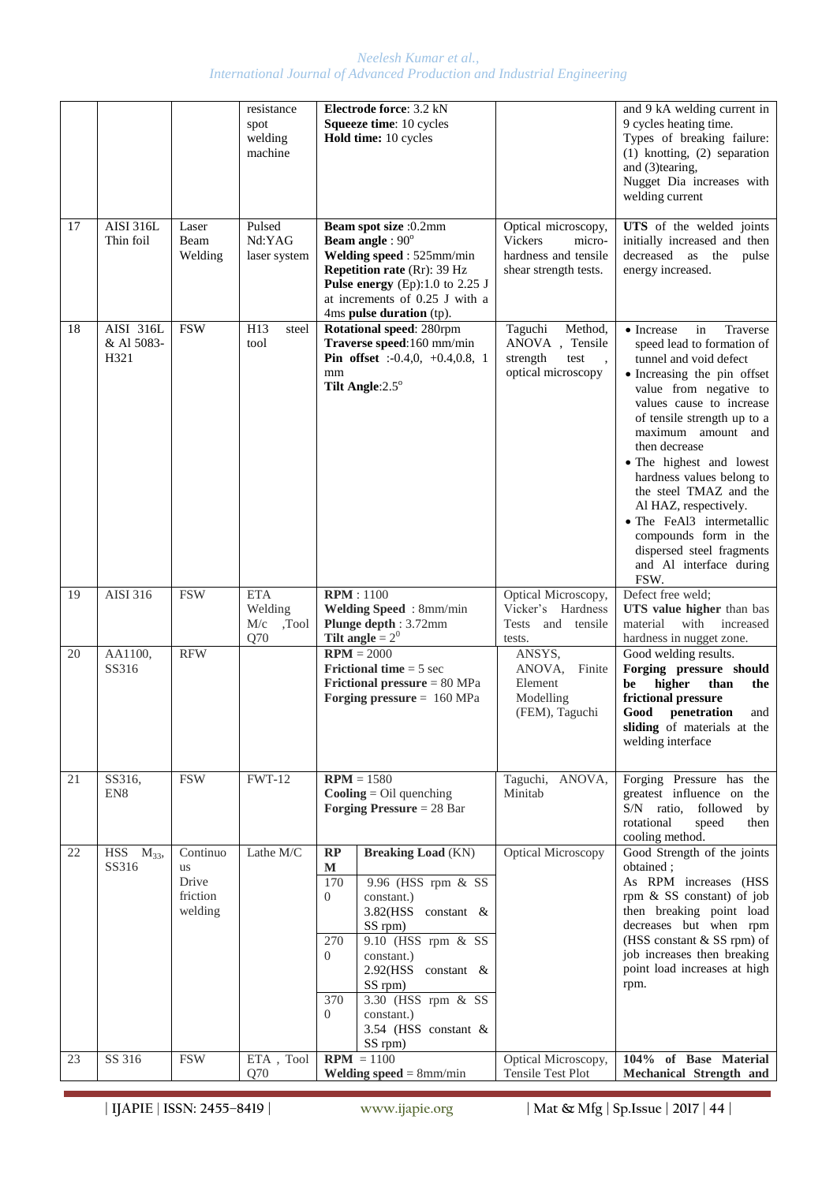| | | | resistance spot welding machine | **Electrode force**: 3.2 kN<br>**Squeeze time**: 10 cycles<br>**Hold time:** 10 cycles | | and 9 kA welding current in 9 cycles heating time.<br>Types of breaking failure: (1) knotting, (2) separation and (3)tearing,<br>Nugget Dia increases with welding current |
|---|---|---|---|---|---|---|
| 17 | AISI 316L Thin foil | Laser Beam Welding | Pulsed Nd:YAG laser system | **Beam spot size** :0.2mm<br>**Beam angle** : 90°<br>**Welding speed** : 525mm/min<br>**Repetition rate** (Rr): 39 Hz<br>**Pulse energy** (Ep):1.0 to 2.25 J at increments of 0.25 J with a 4ms **pulse duration** (tp). | Optical microscopy, Vickers micro-hardness and tensile shear strength tests. | **UTS** of the welded joints initially increased and then decreased as the pulse energy increased. |
| 18 | AISI 316L & Al 5083-H321 | FSW | H13 steel tool | **Rotational speed**: 280rpm<br>**Traverse speed**:160 mm/min<br>**Pin offset** :-0.4,0, +0.4,0.8, 1 mm<br>**Tilt Angle**:2.5° | Taguchi Method, ANOVA , Tensile strength test , optical microscopy | • Increase in Traverse speed lead to formation of tunnel and void defect<br>• Increasing the pin offset value from negative to values cause to increase of tensile strength up to a maximum amount and then decrease<br>• The highest and lowest hardness values belong to the steel TMAZ and the Al HAZ, respectively.<br>• The FeAl3 intermetallic compounds form in the dispersed steel fragments and Al interface during FSW. |
| 19 | AISI 316 | FSW | ETA Welding M/c ,Tool Q70 | **RPM** : 1100<br>**Welding Speed** : 8mm/min<br>**Plunge depth** : 3.72mm<br>**Tilt angle** = $2^0$ | Optical Microscopy, Vicker's Hardness Tests and tensile tests. | Defect free weld;<br>**UTS value higher** than bas material with increased hardness in nugget zone. |
| 20 | AA1100, SS316 | RFW | | **RPM** = 2000<br>**Frictional time** = 5 sec<br>**Frictional pressure** = 80 MPa<br>**Forging pressure** = 160 MPa | ANSYS, ANOVA, Finite Element Modelling (FEM), Taguchi | Good welding results.<br>**Forging pressure should be higher than the frictional pressure**<br>**Good penetration** and **sliding** of materials at the welding interface |
| 21 | SS316, EN8 | FSW | FWT-12 | **RPM** = 1580<br>**Cooling** = Oil quenching<br>**Forging Pressure** = 28 Bar | Taguchi, ANOVA, Minitab | Forging Pressure has the greatest influence on the S/N ratio, followed by rotational speed then cooling method. |
| 22 | HSS $M_{33}$, SS316 | Continuous Drive friction welding | Lathe M/C | **RPM** / **Breaking Load** (KN)<br>1700: 9.96 (HSS rpm & SS constant.) 3.82(HSS constant & SS rpm)<br>2700: 9.10 (HSS rpm & SS constant.) 2.92(HSS constant & SS rpm)<br>3700: 3.30 (HSS rpm & SS constant.) 3.54 (HSS constant & SS rpm) | Optical Microscopy | Good Strength of the joints obtained ;<br>As RPM increases (HSS rpm & SS constant) of job then breaking point load decreases but when rpm (HSS constant & SS rpm) of job increases then breaking point load increases at high rpm. |
| 23 | SS 316 | FSW | ETA , Tool Q70 | **RPM** = 1100<br>**Welding speed** = 8mm/min | Optical Microscopy, Tensile Test Plot | **104% of Base Material Mechanical Strength and** |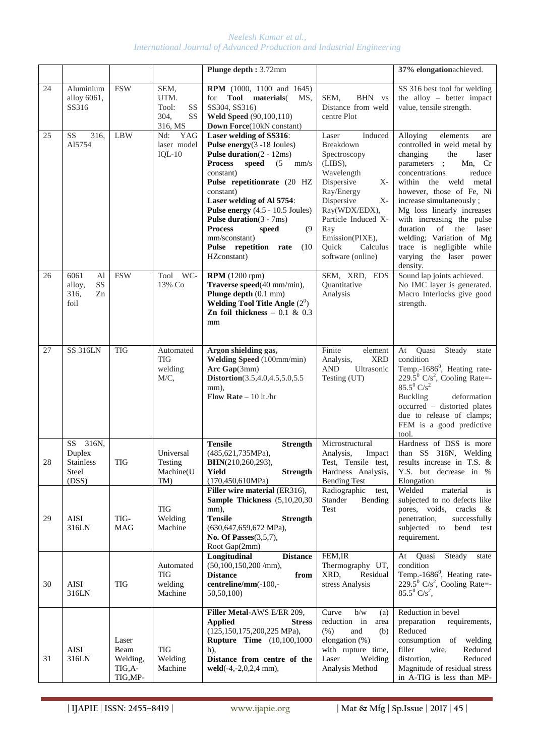|  |  |  |  | **Plunge depth :** 3.72mm |  | **37% elongation**achieved. |
|---|---|---|---|---|---|---|
| 24 | Aluminium alloy 6061, SS316 | FSW | SEM, UTM. Tool: SS 304, SS 316, MS | **RPM** (1000, 1100 and 1645) for **Tool materials**( MS, SS304, SS316) **Weld Speed** (90,100,110) **Down Force**(10kN constant) | SEM, BHN vs Distance from weld centre Plot | SS 316 best tool for welding the alloy – better impact value, tensile strength. |
| 25 | SS 316, Al5754 | LBW | Nd: YAG laser model IQL-10 | **Laser welding of SS316**: **Pulse energy**(3 -18 Joules) **Pulse duration**(2 - 12ms) **Process speed** (5 mm/s constant) **Pulse repetitionrate** (20 HZ constant) **Laser welding of Al 5754**: **Pulse energy** (4.5 - 10.5 Joules) **Pulse duration**(3 - 7ms) **Process speed** (9 mm/sconstant) **Pulse repetition rate** (10 HZconstant) | Laser Induced Breakdown Spectroscopy (LIBS), Wavelength Dispersive X-Ray/Energy Dispersive X-Ray(WDX/EDX), Particle Induced X-Ray Emission(PIXE), Quick Calculus software (online) | Alloying elements are controlled in weld metal by changing the laser parameters ; Mn, Cr concentrations reduce within the weld metal however, those of Fe, Ni increase simultaneously ; Mg loss linearly increases with increasing the pulse duration of the laser welding; Variation of Mg trace is negligible while varying the laser power density. |
| 26 | 6061 Al alloy, SS 316, Zn foil | FSW | Tool WC-13% Co | **RPM** (1200 rpm) **Traverse speed**(40 mm/min), **Plunge depth** (0.1 mm) **Welding Tool Title Angle** ($2^0$) **Zn foil thickness** – 0.1 & 0.3 mm | SEM, XRD, EDS Quantitative Analysis | Sound lap joints achieved. No IMC layer is generated. Macro Interlocks give good strength. |
| 27 | SS 316LN | TIG | Automated TIG welding M/C, | **Argon shielding gas, Welding Speed** (100mm/min) **Arc Gap**(3mm) **Distortion**(3.5,4.0,4.5,5.0,5.5 mm), **Flow Rate** – 10 lt./hr | Finite element Analysis, XRD AND Ultrasonic Testing (UT) | At Quasi Steady state condition Temp.-$1686^0$, Heating rate-$229.5^0$ C/$s^2$, Cooling Rate=-$85.5^0$ C/$s^2$ Buckling deformation occurred – distorted plates due to release of clamps; FEM is a good predictive tool. |
| 28 | SS 316N, Duplex Stainless Steel (DSS) | TIG | Universal Testing Machine(UTM) | **Tensile Strength** (485,621,735MPa), **BHN**(210,260,293), **Yield Strength** (170,450,610MPa) | Microstructural Analysis, Impact Test, Tensile test, Hardness Analysis, Bending Test | Hardness of DSS is more than SS 316N, Welding results increase in T.S. & Y.S. but decrease in % Elongation |
| 29 | AISI 316LN | TIG-MAG | TIG Welding Machine | **Filler wire material** (ER316), **Sample Thickness** (5,10,20,30 mm), **Tensile Strength** (630,647,659,672 MPa), **No. Of Passes**(3,5,7), Root Gap(2mm) | Radiographic test, Stander Bending Test | Welded material is subjected to no defects like pores, voids, cracks & penetration, successfully subjected to bend test requirement. |
| 30 | AISI 316LN | TIG | Automated TIG welding Machine | **Longitudinal Distance** (50,100,150,200 /mm), **Distance from centreline/mm**(-100,-50,50,100) | FEM,IR Thermography UT, XRD, Residual stress Analysis | At Quasi Steady state condition Temp.-$1686^0$, Heating rate-$229.5^0$ C/$s^2$, Cooling Rate=-$85.5^0$ C/$s^2$, |
| 31 | AISI 316LN | Laser Beam Welding, TIG,A-TIG,MP- | TIG Welding Machine | **Filler Metal**-AWS E/ER 209, **Applied Stress** (125,150,175,200,225 MPa), **Rupture Time** (10,100,1000 h), **Distance from centre of the weld**(-4,-2,0,2,4 mm), | Curve b/w (a) reduction in area (%) and (b) elongation (%) with rupture time, Laser Welding Analysis Method | Reduction in bevel preparation requirements, Reduced consumption of welding filler wire, Reduced distortion, Reduced Magnitude of residual stress in A-TIG is less than MP- |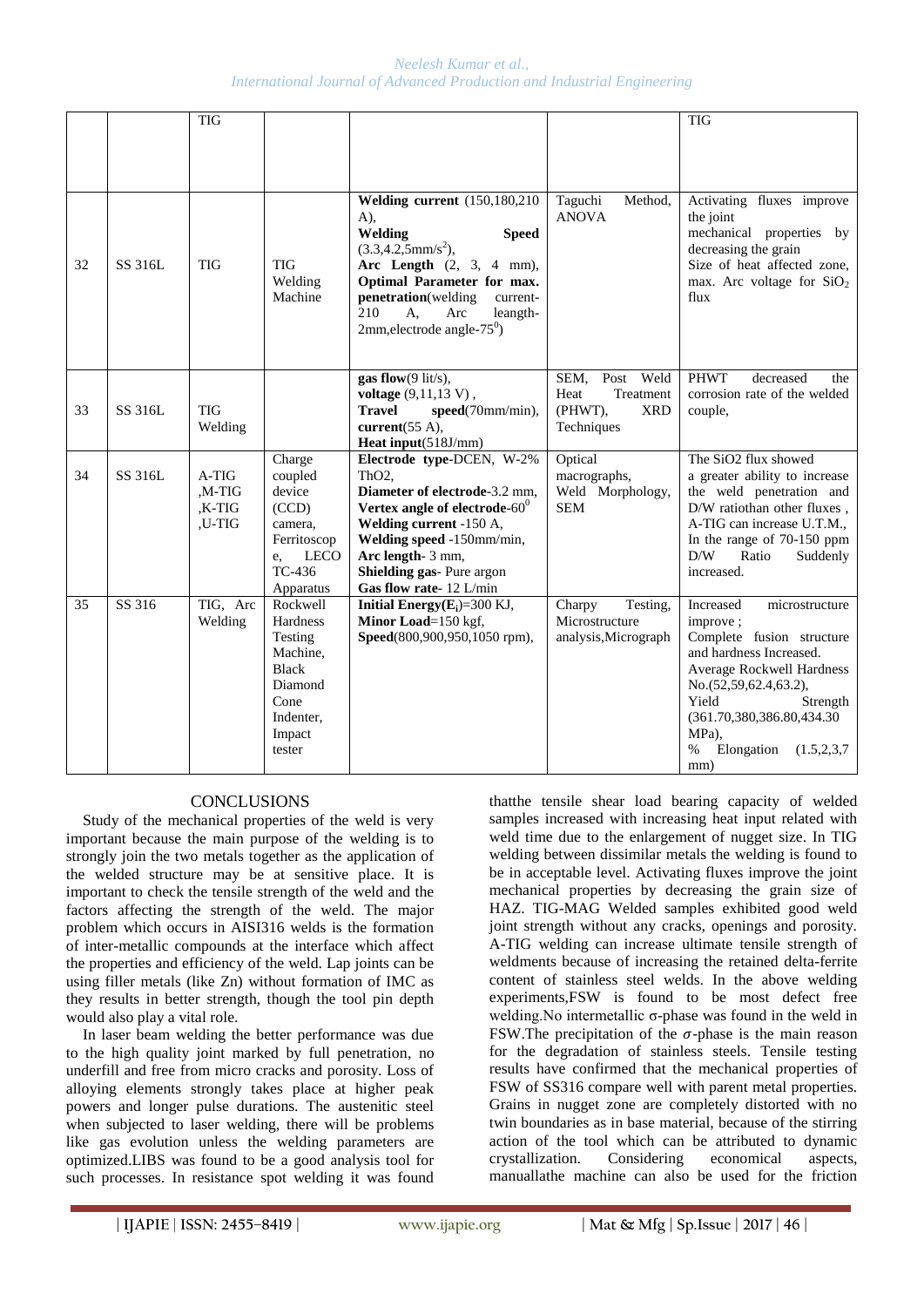|  |  | TIG |  |  |  | TIG |
|---|---|---|---|---|---|---|
| 32 | SS 316L | TIG | TIG Welding Machine | **Welding current** (150,180,210 A), **Welding Speed** (3.3,4.2,5mm/s$^2$), **Arc Length** (2, 3, 4 mm), **Optimal Parameter for max. penetration**(welding current-210 A, Arc leangth-2mm,electrode angle-75$^0$) | Taguchi Method, ANOVA | Activating fluxes improve the joint mechanical properties by decreasing the grain Size of heat affected zone, max. Arc voltage for $SiO_2$ flux |
| 33 | SS 316L | TIG Welding |  | **gas flow**(9 lit/s), **voltage** (9,11,13 V) , **Travel speed**(70mm/min), **current**(55 A), **Heat input**(518J/mm) | SEM, Post Weld Heat Treatment (PHWT), XRD Techniques | PHWT decreased the corrosion rate of the welded couple, |
| 34 | SS 316L | A-TIG ,M-TIG ,K-TIG ,U-TIG | Charge coupled device (CCD) camera, Ferritoscope, LECO TC-436 Apparatus | **Electrode type**-DCEN, W-2% ThO2, **Diameter of electrode**-3.2 mm, **Vertex angle of electrode**-60$^0$ **Welding current** -150 A, **Welding speed** -150mm/min, **Arc length**- 3 mm, **Shielding gas**- Pure argon **Gas flow rate**- 12 L/min | Optical macrographs, Weld Morphology, SEM | The SiO2 flux showed a greater ability to increase the weld penetration and D/W ratiothan other fluxes , A-TIG can increase U.T.M., In the range of 70-150 ppm D/W Ratio Suddenly increased. |
| 35 | SS 316 | TIG, Arc Welding | Rockwell Hardness Testing Machine, Black Diamond Cone Indenter, Impact tester | **Initial Energy($E_i$)**=300 KJ, **Minor Load**=150 kgf, **Speed**(800,900,950,1050 rpm), | Charpy Testing, Microstructure analysis,Micrograph | Increased microstructure improve ; Complete fusion structure and hardness Increased. Average Rockwell Hardness No.(52,59,62.4,63.2), Yield Strength (361.70,380,386.80,434.30 MPa), % Elongation (1.5,2,3,7 mm) |

## CONCLUSIONS

Study of the mechanical properties of the weld is very important because the main purpose of the welding is to strongly join the two metals together as the application of the welded structure may be at sensitive place. It is important to check the tensile strength of the weld and the factors affecting the strength of the weld. The major problem which occurs in AISI316 welds is the formation of inter-metallic compounds at the interface which affect the properties and efficiency of the weld. Lap joints can be using filler metals (like Zn) without formation of IMC as they results in better strength, though the tool pin depth would also play a vital role.

In laser beam welding the better performance was due to the high quality joint marked by full penetration, no underfill and free from micro cracks and porosity. Loss of alloying elements strongly takes place at higher peak powers and longer pulse durations. The austenitic steel when subjected to laser welding, there will be problems like gas evolution unless the welding parameters are optimized.LIBS was found to be a good analysis tool for such processes. In resistance spot welding it was found thatthe tensile shear load bearing capacity of welded samples increased with increasing heat input related with weld time due to the enlargement of nugget size. In TIG welding between dissimilar metals the welding is found to be in acceptable level. Activating fluxes improve the joint mechanical properties by decreasing the grain size of HAZ. TIG-MAG Welded samples exhibited good weld joint strength without any cracks, openings and porosity. A-TIG welding can increase ultimate tensile strength of weldments because of increasing the retained delta-ferrite content of stainless steel welds. In the above welding experiments,FSW is found to be most defect free welding.No intermetallic σ-phase was found in the weld in FSW.The precipitation of the $\sigma$-phase is the main reason for the degradation of stainless steels. Tensile testing results have confirmed that the mechanical properties of FSW of SS316 compare well with parent metal properties. Grains in nugget zone are completely distorted with no twin boundaries as in base material, because of the stirring action of the tool which can be attributed to dynamic crystallization. Considering economical aspects, manuallathe machine can also be used for the friction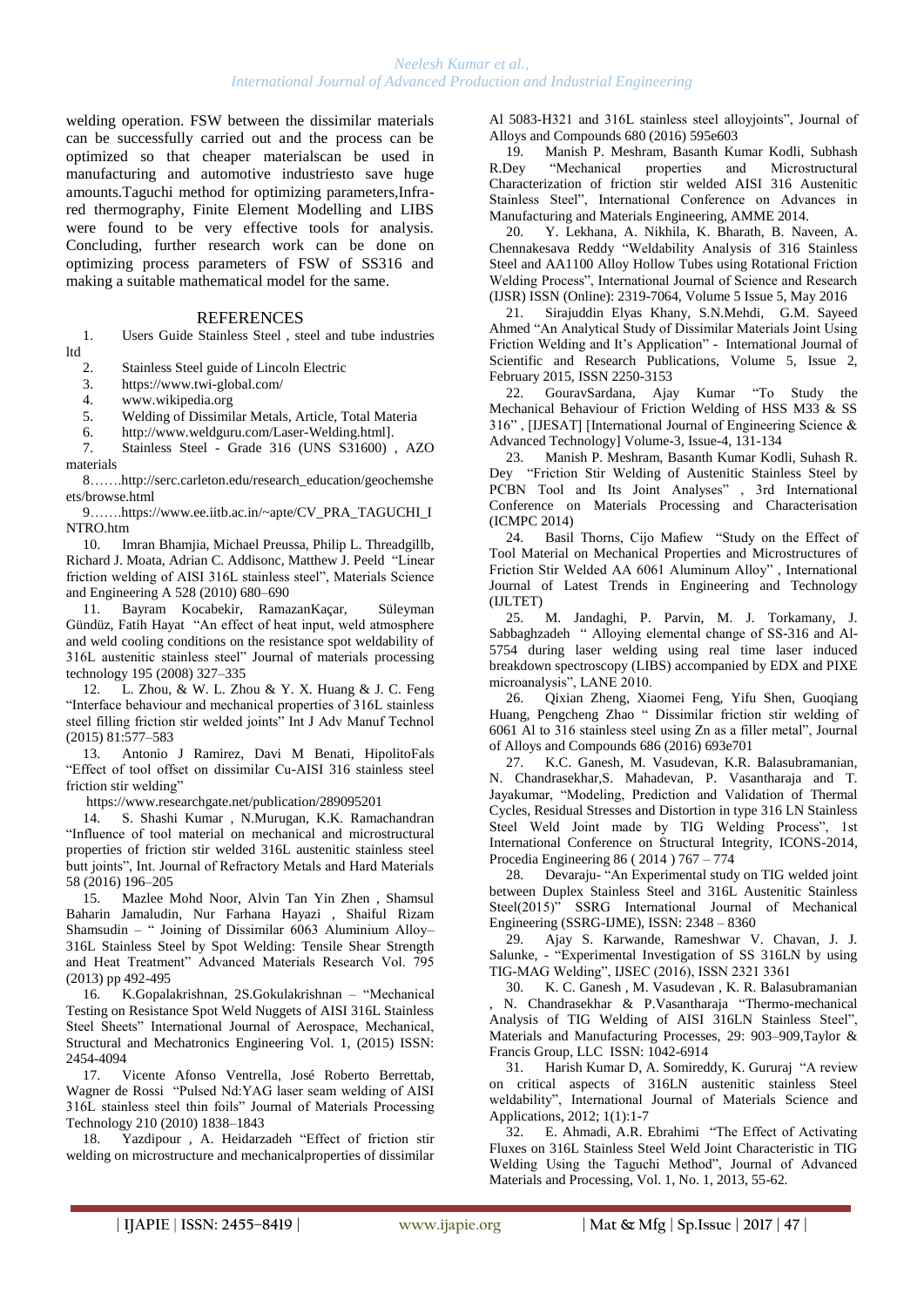welding operation. FSW between the dissimilar materials can be successfully carried out and the process can be optimized so that cheaper materialscan be used in manufacturing and automotive industriesto save huge amounts.Taguchi method for optimizing parameters,Infra-red thermography, Finite Element Modelling and LIBS were found to be very effective tools for analysis. Concluding, further research work can be done on optimizing process parameters of FSW of SS316 and making a suitable mathematical model for the same.

## REFERENCES

1. Users Guide Stainless Steel , steel and tube industries ltd
2. Stainless Steel guide of Lincoln Electric
3. https://www.twi-global.com/
4. www.wikipedia.org
5. Welding of Dissimilar Metals, Article, Total Materia
6. http://www.weldguru.com/Laser-Welding.html].
7. Stainless Steel - Grade 316 (UNS S31600) , AZO materials
8. …….http://serc.carleton.edu/research_education/geochemsheets/browse.html
9. …….https://www.ee.iitb.ac.in/~apte/CV_PRA_TAGUCHI_INTRO.htm
10. Imran Bhamjia, Michael Preussa, Philip L. Threadgillb, Richard J. Moata, Adrian C. Addisonc, Matthew J. Peeld "Linear friction welding of AISI 316L stainless steel", Materials Science and Engineering A 528 (2010) 680–690
11. Bayram Kocabekir, RamazanKaçar, Süleyman Gündüz, Fatih Hayat "An effect of heat input, weld atmosphere and weld cooling conditions on the resistance spot weldability of 316L austenitic stainless steel" Journal of materials processing technology 195 (2008) 327–335
12. L. Zhou, & W. L. Zhou & Y. X. Huang & J. C. Feng "Interface behaviour and mechanical properties of 316L stainless steel filling friction stir welded joints" Int J Adv Manuf Technol (2015) 81:577–583
13. Antonio J Ramirez, Davi M Benati, HipolitoFals "Effect of tool offset on dissimilar Cu-AISI 316 stainless steel friction stir welding" https://www.researchgate.net/publication/289095201
14. S. Shashi Kumar , N.Murugan, K.K. Ramachandran "Influence of tool material on mechanical and microstructural properties of friction stir welded 316L austenitic stainless steel butt joints", Int. Journal of Refractory Metals and Hard Materials 58 (2016) 196–205
15. Mazlee Mohd Noor, Alvin Tan Yin Zhen , Shamsul Baharin Jamaludin, Nur Farhana Hayazi , Shaiful Rizam Shamsudin – " Joining of Dissimilar 6063 Aluminium Alloy–316L Stainless Steel by Spot Welding: Tensile Shear Strength and Heat Treatment" Advanced Materials Research Vol. 795 (2013) pp 492-495
16. K.Gopalakrishnan, 2S.Gokulakrishnan – "Mechanical Testing on Resistance Spot Weld Nuggets of AISI 316L Stainless Steel Sheets" International Journal of Aerospace, Mechanical, Structural and Mechatronics Engineering Vol. 1, (2015) ISSN: 2454-4094
17. Vicente Afonso Ventrella, José Roberto Berrettab, Wagner de Rossi "Pulsed Nd:YAG laser seam welding of AISI 316L stainless steel thin foils" Journal of Materials Processing Technology 210 (2010) 1838–1843
18. Yazdipour , A. Heidarzadeh "Effect of friction stir welding on microstructure and mechanicalproperties of dissimilar Al 5083-H321 and 316L stainless steel alloyjoints", Journal of Alloys and Compounds 680 (2016) 595e603
19. Manish P. Meshram, Basanth Kumar Kodli, Subhash R.Dey "Mechanical properties and Microstructural Characterization of friction stir welded AISI 316 Austenitic Stainless Steel", International Conference on Advances in Manufacturing and Materials Engineering, AMME 2014.
20. Y. Lekhana, A. Nikhila, K. Bharath, B. Naveen, A. Chennakesava Reddy "Weldability Analysis of 316 Stainless Steel and AA1100 Alloy Hollow Tubes using Rotational Friction Welding Process", International Journal of Science and Research (IJSR) ISSN (Online): 2319-7064, Volume 5 Issue 5, May 2016
21. Sirajuddin Elyas Khany, S.N.Mehdi, G.M. Sayeed Ahmed "An Analytical Study of Dissimilar Materials Joint Using Friction Welding and It's Application" - International Journal of Scientific and Research Publications, Volume 5, Issue 2, February 2015, ISSN 2250-3153
22. GouravSardana, Ajay Kumar "To Study the Mechanical Behaviour of Friction Welding of HSS M33 & SS 316" , [IJESAT] [International Journal of Engineering Science & Advanced Technology] Volume-3, Issue-4, 131-134
23. Manish P. Meshram, Basanth Kumar Kodli, Suhash R. Dey "Friction Stir Welding of Austenitic Stainless Steel by PCBN Tool and Its Joint Analyses" , 3rd International Conference on Materials Processing and Characterisation (ICMPC 2014)
24. Basil Thorns, Cijo Mafiew "Study on the Effect of Tool Material on Mechanical Properties and Microstructures of Friction Stir Welded AA 6061 Aluminum Alloy" , International Journal of Latest Trends in Engineering and Technology (IJLTET)
25. M. Jandaghi, P. Parvin, M. J. Torkamany, J. Sabbaghzadeh " Alloying elemental change of SS-316 and Al-5754 during laser welding using real time laser induced breakdown spectroscopy (LIBS) accompanied by EDX and PIXE microanalysis", LANE 2010.
26. Qixian Zheng, Xiaomei Feng, Yifu Shen, Guoqiang Huang, Pengcheng Zhao " Dissimilar friction stir welding of 6061 Al to 316 stainless steel using Zn as a filler metal", Journal of Alloys and Compounds 686 (2016) 693e701
27. K.C. Ganesh, M. Vasudevan, K.R. Balasubramanian, N. Chandrasekhar,S. Mahadevan, P. Vasantharaja and T. Jayakumar, "Modeling, Prediction and Validation of Thermal Cycles, Residual Stresses and Distortion in type 316 LN Stainless Steel Weld Joint made by TIG Welding Process", 1st International Conference on Structural Integrity, ICONS-2014, Procedia Engineering 86 ( 2014 ) 767 – 774
28. Devaraju- "An Experimental study on TIG welded joint between Duplex Stainless Steel and 316L Austenitic Stainless Steel(2015)" SSRG International Journal of Mechanical Engineering (SSRG-IJME), ISSN: 2348 – 8360
29. Ajay S. Karwande, Rameshwar V. Chavan, J. J. Salunke, - "Experimental Investigation of SS 316LN by using TIG-MAG Welding", IJSEC (2016), ISSN 2321 3361
30. K. C. Ganesh , M. Vasudevan , K. R. Balasubramanian , N. Chandrasekhar & P.Vasantharaja "Thermo-mechanical Analysis of TIG Welding of AISI 316LN Stainless Steel", Materials and Manufacturing Processes, 29: 903–909,Taylor & Francis Group, LLC ISSN: 1042-6914
31. Harish Kumar D, A. Somireddy, K. Gururaj "A review on critical aspects of 316LN austenitic stainless Steel weldability", International Journal of Materials Science and Applications, 2012; 1(1):1-7
32. E. Ahmadi, A.R. Ebrahimi "The Effect of Activating Fluxes on 316L Stainless Steel Weld Joint Characteristic in TIG Welding Using the Taguchi Method", Journal of Advanced Materials and Processing, Vol. 1, No. 1, 2013, 55-62.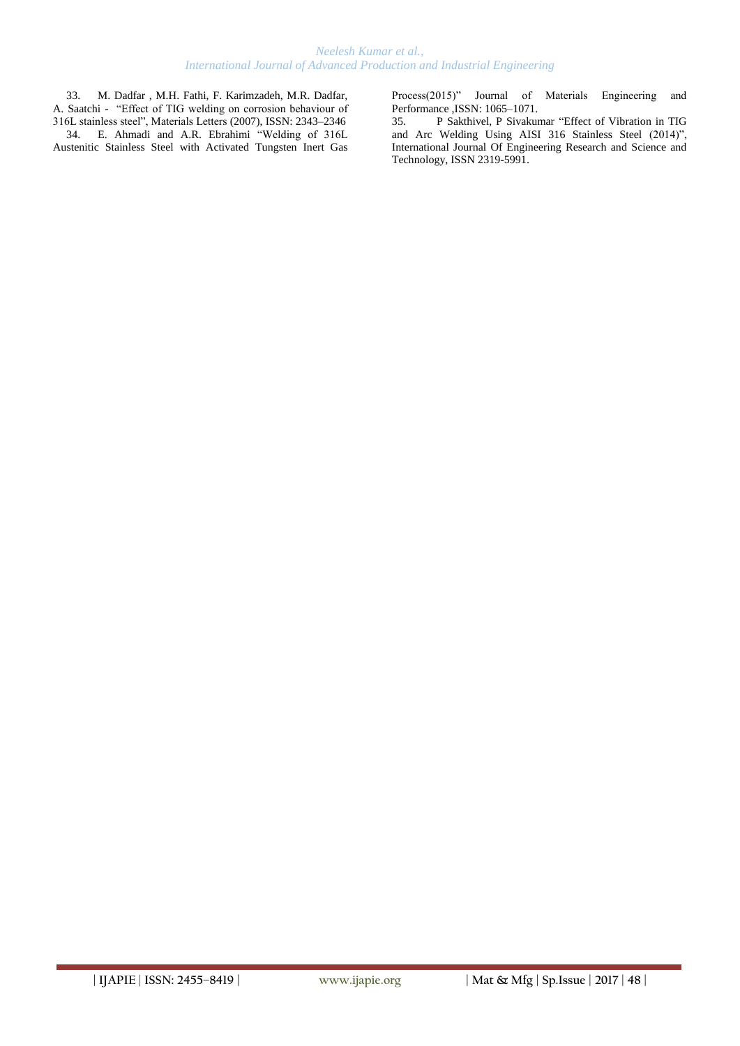33. M. Dadfar , M.H. Fathi, F. Karimzadeh, M.R. Dadfar, A. Saatchi - "Effect of TIG welding on corrosion behaviour of 316L stainless steel", Materials Letters (2007), ISSN: 2343–2346

34. E. Ahmadi and A.R. Ebrahimi "Welding of 316L Austenitic Stainless Steel with Activated Tungsten Inert Gas Process(2015)" Journal of Materials Engineering and Performance ,ISSN: 1065–1071.

35. P Sakthivel, P Sivakumar "Effect of Vibration in TIG and Arc Welding Using AISI 316 Stainless Steel (2014)", International Journal Of Engineering Research and Science and Technology, ISSN 2319-5991.